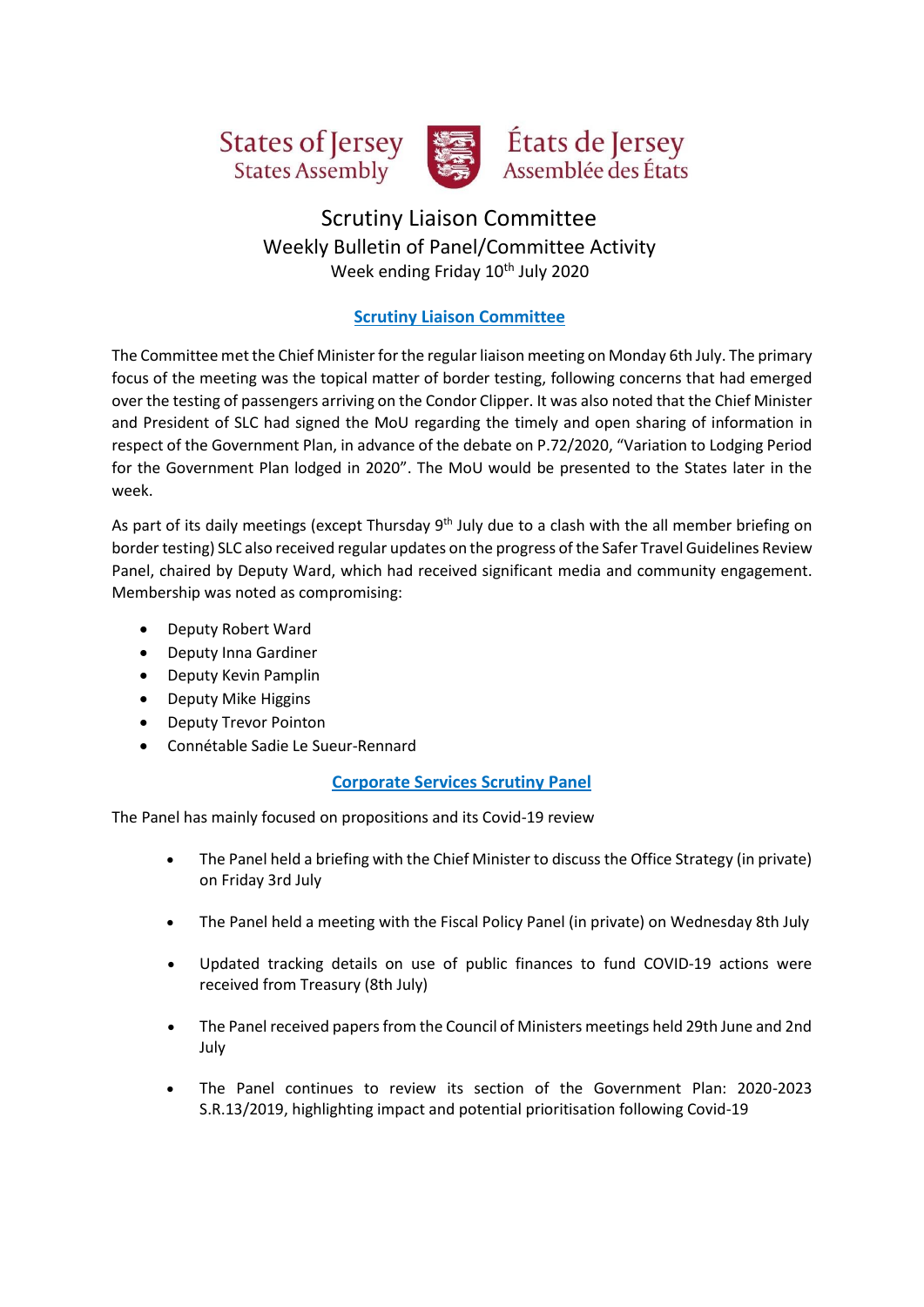States of Jersey
States Assembly

États de Jersey
Assemblée des États

# Scrutiny Liaison Committee

## Weekly Bulletin of Panel/Committee Activity

Week ending Friday 10th July 2020

### Scrutiny Liaison Committee

The Committee met the Chief Minister for the regular liaison meeting on Monday 6th July. The primary focus of the meeting was the topical matter of border testing, following concerns that had emerged over the testing of passengers arriving on the Condor Clipper. It was also noted that the Chief Minister and President of SLC had signed the MoU regarding the timely and open sharing of information in respect of the Government Plan, in advance of the debate on P.72/2020, "Variation to Lodging Period for the Government Plan lodged in 2020". The MoU would be presented to the States later in the week.

As part of its daily meetings (except Thursday 9th July due to a clash with the all member briefing on border testing) SLC also received regular updates on the progress of the Safer Travel Guidelines Review Panel, chaired by Deputy Ward, which had received significant media and community engagement. Membership was noted as compromising:

- Deputy Robert Ward
- Deputy Inna Gardiner
- Deputy Kevin Pamplin
- Deputy Mike Higgins
- Deputy Trevor Pointon
- Connétable Sadie Le Sueur-Rennard

### Corporate Services Scrutiny Panel

The Panel has mainly focused on propositions and its Covid-19 review

- The Panel held a briefing with the Chief Minister to discuss the Office Strategy (in private) on Friday 3rd July
- The Panel held a meeting with the Fiscal Policy Panel (in private) on Wednesday 8th July
- Updated tracking details on use of public finances to fund COVID-19 actions were received from Treasury (8th July)
- The Panel received papers from the Council of Ministers meetings held 29th June and 2nd July
- The Panel continues to review its section of the Government Plan: 2020-2023 S.R.13/2019, highlighting impact and potential prioritisation following Covid-19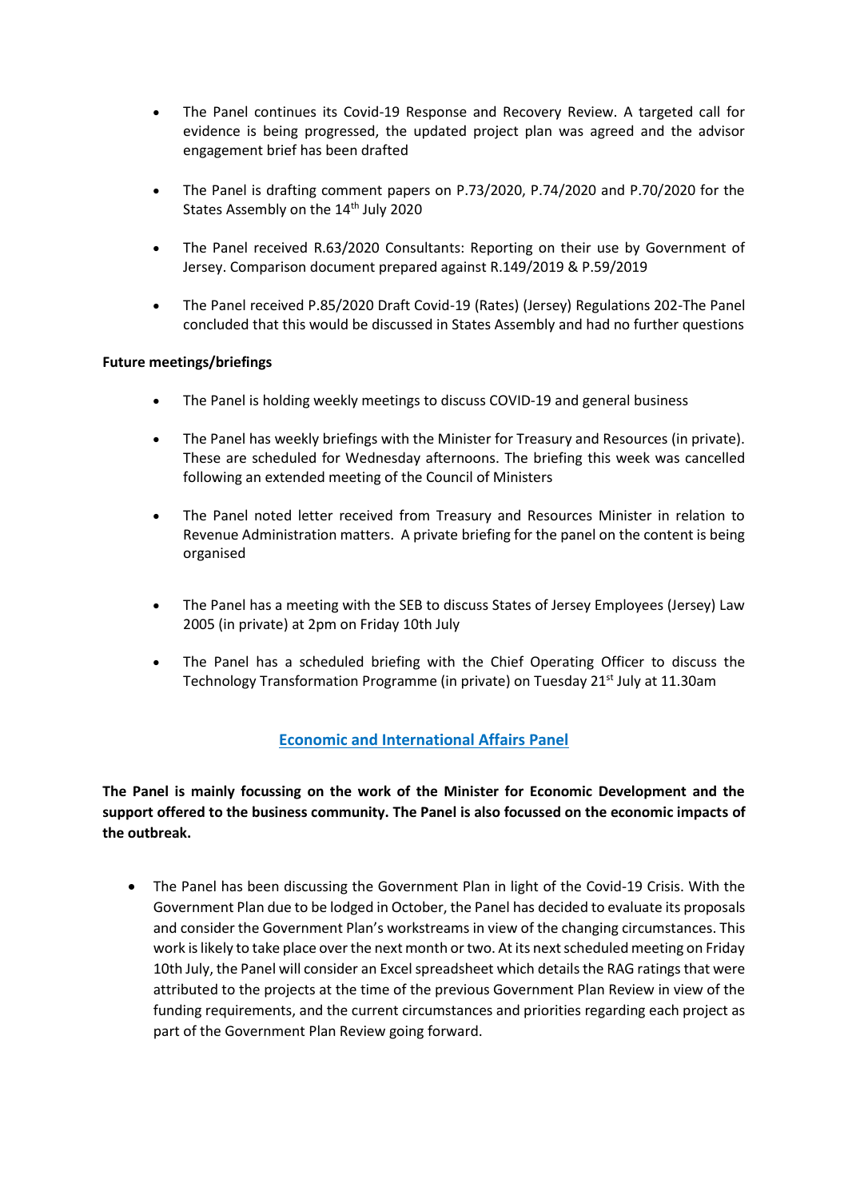- The Panel continues its Covid-19 Response and Recovery Review. A targeted call for evidence is being progressed, the updated project plan was agreed and the advisor engagement brief has been drafted
- The Panel is drafting comment papers on P.73/2020, P.74/2020 and P.70/2020 for the States Assembly on the 14th July 2020
- The Panel received R.63/2020 Consultants: Reporting on their use by Government of Jersey. Comparison document prepared against R.149/2019 & P.59/2019
- The Panel received P.85/2020 Draft Covid-19 (Rates) (Jersey) Regulations 202-The Panel concluded that this would be discussed in States Assembly and had no further questions

**Future meetings/briefings**

- The Panel is holding weekly meetings to discuss COVID-19 and general business
- The Panel has weekly briefings with the Minister for Treasury and Resources (in private). These are scheduled for Wednesday afternoons. The briefing this week was cancelled following an extended meeting of the Council of Ministers
- The Panel noted letter received from Treasury and Resources Minister in relation to Revenue Administration matters. A private briefing for the panel on the content is being organised
- The Panel has a meeting with the SEB to discuss States of Jersey Employees (Jersey) Law 2005 (in private) at 2pm on Friday 10th July
- The Panel has a scheduled briefing with the Chief Operating Officer to discuss the Technology Transformation Programme (in private) on Tuesday 21st July at 11.30am

## Economic and International Affairs Panel

**The Panel is mainly focussing on the work of the Minister for Economic Development and the support offered to the business community. The Panel is also focussed on the economic impacts of the outbreak.**

- The Panel has been discussing the Government Plan in light of the Covid-19 Crisis. With the Government Plan due to be lodged in October, the Panel has decided to evaluate its proposals and consider the Government Plan's workstreams in view of the changing circumstances. This work is likely to take place over the next month or two. At its next scheduled meeting on Friday 10th July, the Panel will consider an Excel spreadsheet which details the RAG ratings that were attributed to the projects at the time of the previous Government Plan Review in view of the funding requirements, and the current circumstances and priorities regarding each project as part of the Government Plan Review going forward.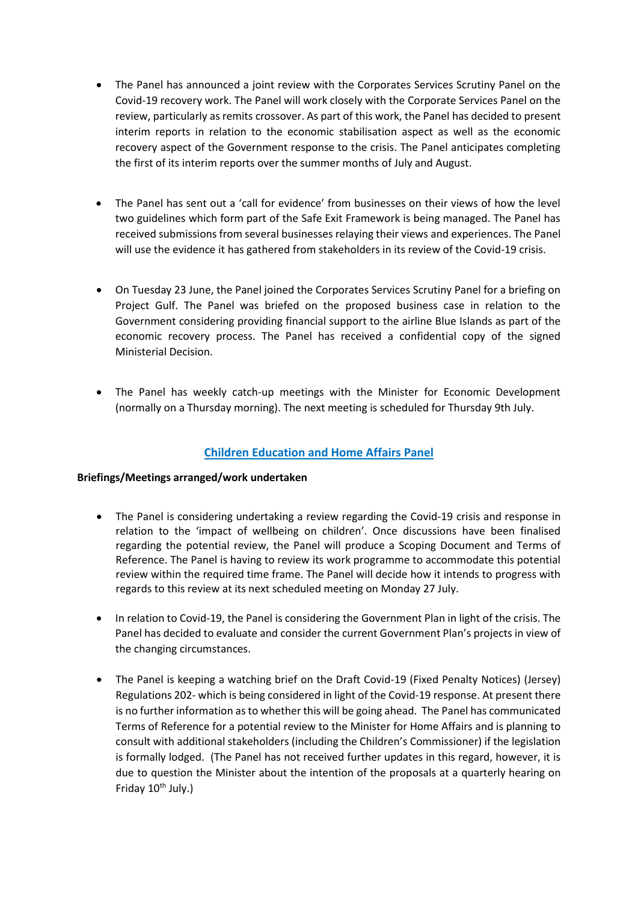- The Panel has announced a joint review with the Corporates Services Scrutiny Panel on the Covid-19 recovery work. The Panel will work closely with the Corporate Services Panel on the review, particularly as remits crossover. As part of this work, the Panel has decided to present interim reports in relation to the economic stabilisation aspect as well as the economic recovery aspect of the Government response to the crisis. The Panel anticipates completing the first of its interim reports over the summer months of July and August.

- The Panel has sent out a 'call for evidence' from businesses on their views of how the level two guidelines which form part of the Safe Exit Framework is being managed. The Panel has received submissions from several businesses relaying their views and experiences. The Panel will use the evidence it has gathered from stakeholders in its review of the Covid-19 crisis.

- On Tuesday 23 June, the Panel joined the Corporates Services Scrutiny Panel for a briefing on Project Gulf. The Panel was briefed on the proposed business case in relation to the Government considering providing financial support to the airline Blue Islands as part of the economic recovery process. The Panel has received a confidential copy of the signed Ministerial Decision.

- The Panel has weekly catch-up meetings with the Minister for Economic Development (normally on a Thursday morning). The next meeting is scheduled for Thursday 9th July.

## Children Education and Home Affairs Panel

**Briefings/Meetings arranged/work undertaken**

- The Panel is considering undertaking a review regarding the Covid-19 crisis and response in relation to the 'impact of wellbeing on children'. Once discussions have been finalised regarding the potential review, the Panel will produce a Scoping Document and Terms of Reference. The Panel is having to review its work programme to accommodate this potential review within the required time frame. The Panel will decide how it intends to progress with regards to this review at its next scheduled meeting on Monday 27 July.

- In relation to Covid-19, the Panel is considering the Government Plan in light of the crisis. The Panel has decided to evaluate and consider the current Government Plan's projects in view of the changing circumstances.

- The Panel is keeping a watching brief on the Draft Covid-19 (Fixed Penalty Notices) (Jersey) Regulations 202- which is being considered in light of the Covid-19 response. At present there is no further information as to whether this will be going ahead. The Panel has communicated Terms of Reference for a potential review to the Minister for Home Affairs and is planning to consult with additional stakeholders (including the Children's Commissioner) if the legislation is formally lodged. (The Panel has not received further updates in this regard, however, it is due to question the Minister about the intention of the proposals at a quarterly hearing on Friday 10th July.)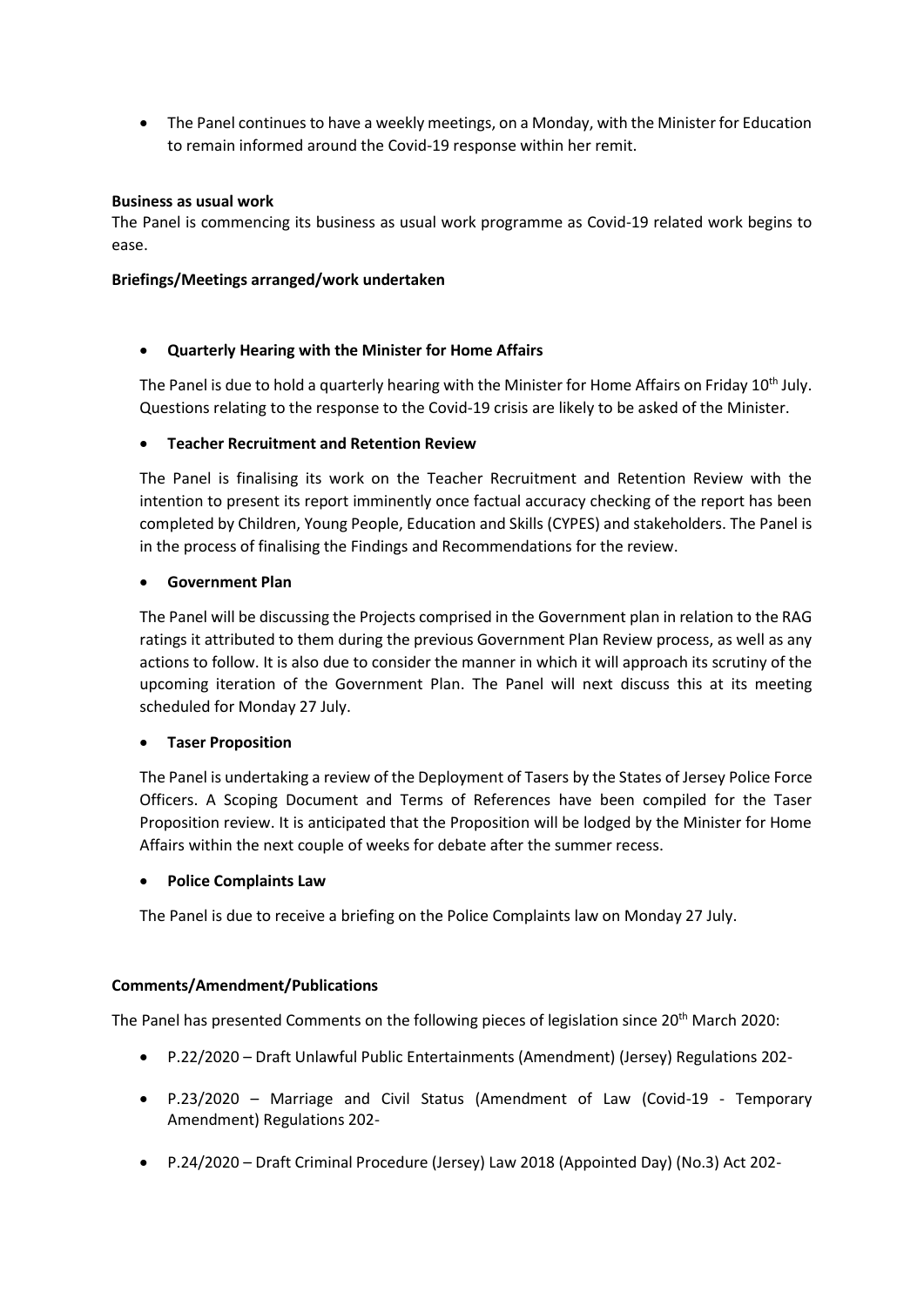- The Panel continues to have a weekly meetings, on a Monday, with the Minister for Education to remain informed around the Covid-19 response within her remit.

**Business as usual work**

The Panel is commencing its business as usual work programme as Covid-19 related work begins to ease.

**Briefings/Meetings arranged/work undertaken**

- **Quarterly Hearing with the Minister for Home Affairs**

  The Panel is due to hold a quarterly hearing with the Minister for Home Affairs on Friday 10th July. Questions relating to the response to the Covid-19 crisis are likely to be asked of the Minister.

- **Teacher Recruitment and Retention Review**

  The Panel is finalising its work on the Teacher Recruitment and Retention Review with the intention to present its report imminently once factual accuracy checking of the report has been completed by Children, Young People, Education and Skills (CYPES) and stakeholders. The Panel is in the process of finalising the Findings and Recommendations for the review.

- **Government Plan**

  The Panel will be discussing the Projects comprised in the Government plan in relation to the RAG ratings it attributed to them during the previous Government Plan Review process, as well as any actions to follow. It is also due to consider the manner in which it will approach its scrutiny of the upcoming iteration of the Government Plan. The Panel will next discuss this at its meeting scheduled for Monday 27 July.

- **Taser Proposition**

  The Panel is undertaking a review of the Deployment of Tasers by the States of Jersey Police Force Officers. A Scoping Document and Terms of References have been compiled for the Taser Proposition review. It is anticipated that the Proposition will be lodged by the Minister for Home Affairs within the next couple of weeks for debate after the summer recess.

- **Police Complaints Law**

  The Panel is due to receive a briefing on the Police Complaints law on Monday 27 July.

**Comments/Amendment/Publications**

The Panel has presented Comments on the following pieces of legislation since 20th March 2020:

- P.22/2020 – Draft Unlawful Public Entertainments (Amendment) (Jersey) Regulations 202-
- P.23/2020 – Marriage and Civil Status (Amendment of Law (Covid-19 - Temporary Amendment) Regulations 202-
- P.24/2020 – Draft Criminal Procedure (Jersey) Law 2018 (Appointed Day) (No.3) Act 202-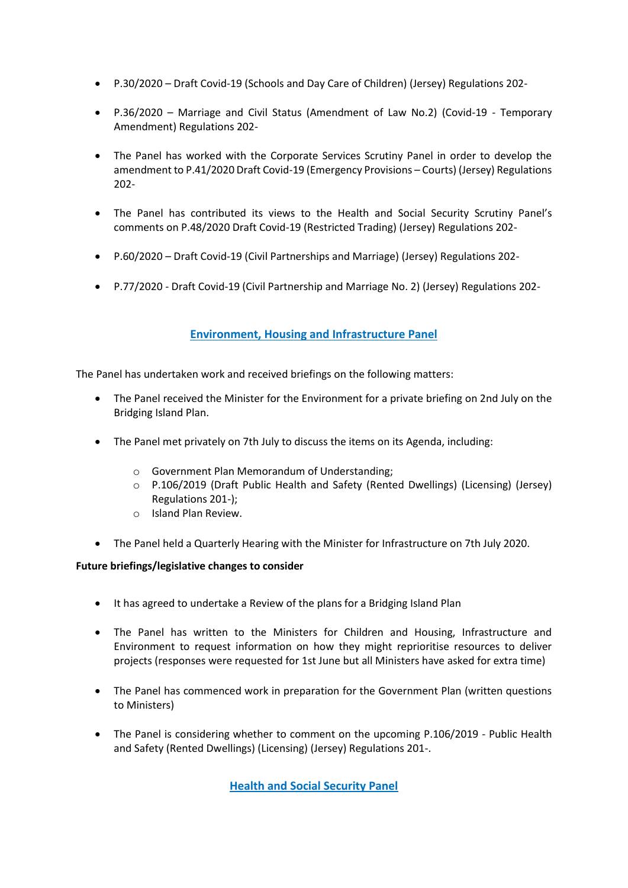- P.30/2020 – Draft Covid-19 (Schools and Day Care of Children) (Jersey) Regulations 202-
- P.36/2020 – Marriage and Civil Status (Amendment of Law No.2) (Covid-19 - Temporary Amendment) Regulations 202-
- The Panel has worked with the Corporate Services Scrutiny Panel in order to develop the amendment to P.41/2020 Draft Covid-19 (Emergency Provisions – Courts) (Jersey) Regulations 202-
- The Panel has contributed its views to the Health and Social Security Scrutiny Panel's comments on P.48/2020 Draft Covid-19 (Restricted Trading) (Jersey) Regulations 202-
- P.60/2020 – Draft Covid-19 (Civil Partnerships and Marriage) (Jersey) Regulations 202-
- P.77/2020 - Draft Covid-19 (Civil Partnership and Marriage No. 2) (Jersey) Regulations 202-

## Environment, Housing and Infrastructure Panel

The Panel has undertaken work and received briefings on the following matters:

- The Panel received the Minister for the Environment for a private briefing on 2nd July on the Bridging Island Plan.
- The Panel met privately on 7th July to discuss the items on its Agenda, including:
  - Government Plan Memorandum of Understanding;
  - P.106/2019 (Draft Public Health and Safety (Rented Dwellings) (Licensing) (Jersey) Regulations 201-);
  - Island Plan Review.
- The Panel held a Quarterly Hearing with the Minister for Infrastructure on 7th July 2020.

**Future briefings/legislative changes to consider**

- It has agreed to undertake a Review of the plans for a Bridging Island Plan
- The Panel has written to the Ministers for Children and Housing, Infrastructure and Environment to request information on how they might reprioritise resources to deliver projects (responses were requested for 1st June but all Ministers have asked for extra time)
- The Panel has commenced work in preparation for the Government Plan (written questions to Ministers)
- The Panel is considering whether to comment on the upcoming P.106/2019 - Public Health and Safety (Rented Dwellings) (Licensing) (Jersey) Regulations 201-.

## Health and Social Security Panel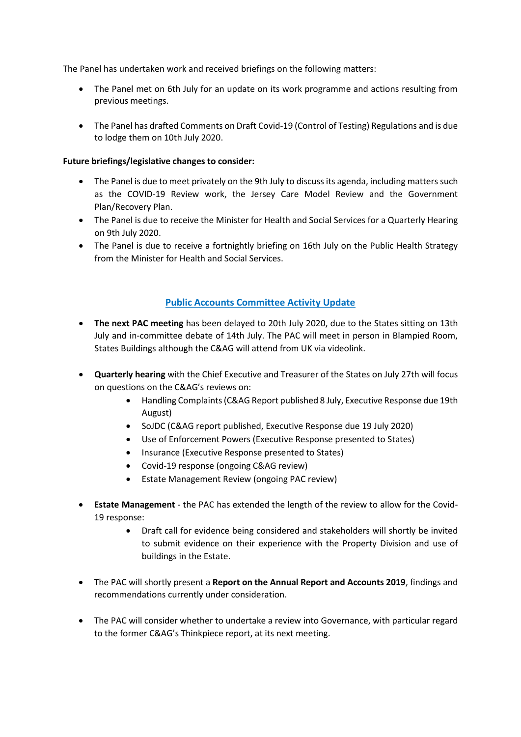The Panel has undertaken work and received briefings on the following matters:

- The Panel met on 6th July for an update on its work programme and actions resulting from previous meetings.

- The Panel has drafted Comments on Draft Covid-19 (Control of Testing) Regulations and is due to lodge them on 10th July 2020.

**Future briefings/legislative changes to consider:**

- The Panel is due to meet privately on the 9th July to discuss its agenda, including matters such as the COVID-19 Review work, the Jersey Care Model Review and the Government Plan/Recovery Plan.
- The Panel is due to receive the Minister for Health and Social Services for a Quarterly Hearing on 9th July 2020.
- The Panel is due to receive a fortnightly briefing on 16th July on the Public Health Strategy from the Minister for Health and Social Services.

## Public Accounts Committee Activity Update

- **The next PAC meeting** has been delayed to 20th July 2020, due to the States sitting on 13th July and in-committee debate of 14th July. The PAC will meet in person in Blampied Room, States Buildings although the C&AG will attend from UK via videolink.

- **Quarterly hearing** with the Chief Executive and Treasurer of the States on July 27th will focus on questions on the C&AG's reviews on:
  - Handling Complaints (C&AG Report published 8 July, Executive Response due 19th August)
  - SoJDC (C&AG report published, Executive Response due 19 July 2020)
  - Use of Enforcement Powers (Executive Response presented to States)
  - Insurance (Executive Response presented to States)
  - Covid-19 response (ongoing C&AG review)
  - Estate Management Review (ongoing PAC review)

- **Estate Management** - the PAC has extended the length of the review to allow for the Covid-19 response:
  - Draft call for evidence being considered and stakeholders will shortly be invited to submit evidence on their experience with the Property Division and use of buildings in the Estate.

- The PAC will shortly present a **Report on the Annual Report and Accounts 2019**, findings and recommendations currently under consideration.

- The PAC will consider whether to undertake a review into Governance, with particular regard to the former C&AG's Thinkpiece report, at its next meeting.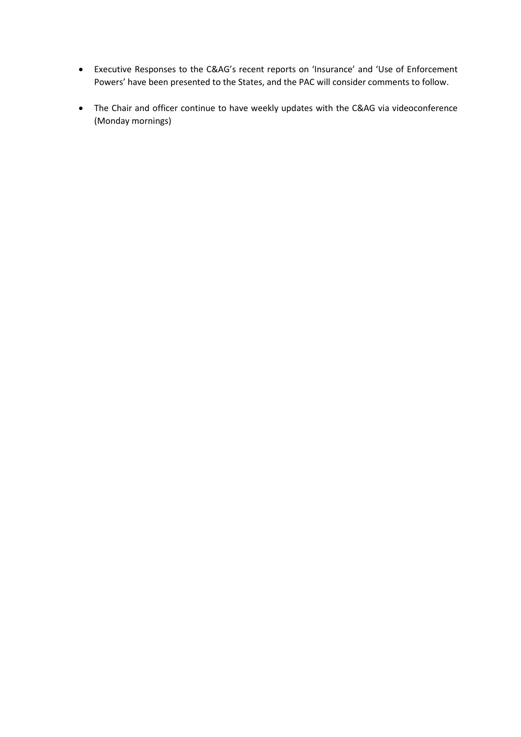- Executive Responses to the C&AG's recent reports on 'Insurance' and 'Use of Enforcement Powers' have been presented to the States, and the PAC will consider comments to follow.
- The Chair and officer continue to have weekly updates with the C&AG via videoconference (Monday mornings)